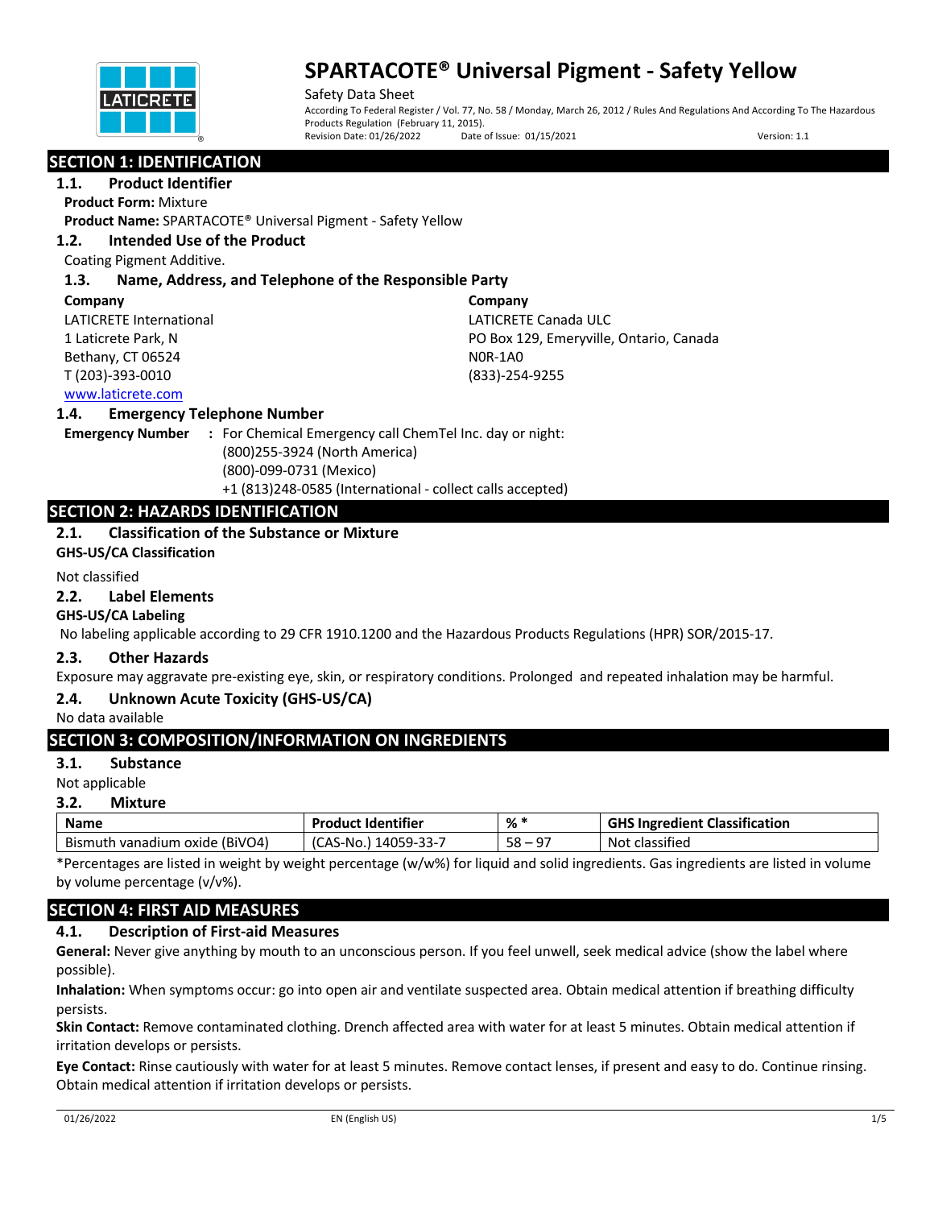# SPARTACOTE® Universal Pigment - Safety Yellow

Safety Data Sheet

According To Federal Register / Vol. 77, No. 58 / Monday, March 26, 2012 / Rules And Regulations And According To The Hazardous Products Regulation (February 11, 2015).

Revision Date: 01/26/2022 Date of Issue: 01/15/2021 Version: 1.1

## SECTION 1: IDENTIFICATION

### 1.1. Product Identifier

**Product Form:** Mixture

**Product Name:** SPARTACOTE® Universal Pigment - Safety Yellow

### 1.2. Intended Use of the Product

Coating Pigment Additive.

### 1.3. Name, Address, and Telephone of the Responsible Party

**Company**
LATICRETE International
1 Laticrete Park, N
Bethany, CT 06524
T (203)-393-0010
www.laticrete.com

**Company**
LATICRETE Canada ULC
PO Box 129, Emeryville, Ontario, Canada
N0R-1A0
(833)-254-9255

### 1.4. Emergency Telephone Number

**Emergency Number** : For Chemical Emergency call ChemTel Inc. day or night:
(800)255-3924 (North America)
(800)-099-0731 (Mexico)
+1 (813)248-0585 (International - collect calls accepted)

## SECTION 2: HAZARDS IDENTIFICATION

### 2.1. Classification of the Substance or Mixture

**GHS-US/CA Classification**

Not classified

### 2.2. Label Elements

**GHS-US/CA Labeling**

No labeling applicable according to 29 CFR 1910.1200 and the Hazardous Products Regulations (HPR) SOR/2015-17.

### 2.3. Other Hazards

Exposure may aggravate pre-existing eye, skin, or respiratory conditions. Prolonged and repeated inhalation may be harmful.

### 2.4. Unknown Acute Toxicity (GHS-US/CA)

No data available

## SECTION 3: COMPOSITION/INFORMATION ON INGREDIENTS

### 3.1. Substance

Not applicable

### 3.2. Mixture

| Name | Product Identifier | % * | GHS Ingredient Classification |
|---|---|---|---|
| Bismuth vanadium oxide (BiVO4) | (CAS-No.) 14059-33-7 | 58 – 97 | Not classified |

*Percentages are listed in weight by weight percentage (w/w%) for liquid and solid ingredients. Gas ingredients are listed in volume by volume percentage (v/v%).

## SECTION 4: FIRST AID MEASURES

### 4.1. Description of First-aid Measures

**General:** Never give anything by mouth to an unconscious person. If you feel unwell, seek medical advice (show the label where possible).

**Inhalation:** When symptoms occur: go into open air and ventilate suspected area. Obtain medical attention if breathing difficulty persists.

**Skin Contact:** Remove contaminated clothing. Drench affected area with water for at least 5 minutes. Obtain medical attention if irritation develops or persists.

**Eye Contact:** Rinse cautiously with water for at least 5 minutes. Remove contact lenses, if present and easy to do. Continue rinsing. Obtain medical attention if irritation develops or persists.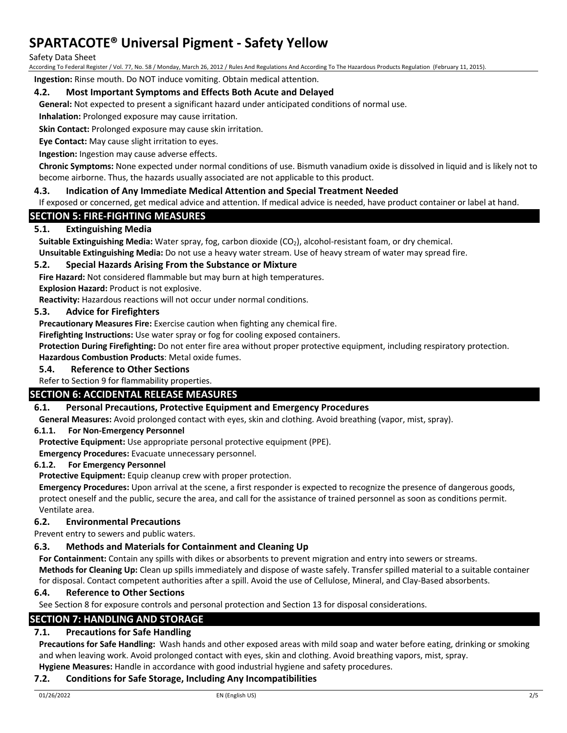**Ingestion:** Rinse mouth. Do NOT induce vomiting. Obtain medical attention.

### 4.2. Most Important Symptoms and Effects Both Acute and Delayed

**General:** Not expected to present a significant hazard under anticipated conditions of normal use.

**Inhalation:** Prolonged exposure may cause irritation.

**Skin Contact:** Prolonged exposure may cause skin irritation.

**Eye Contact:** May cause slight irritation to eyes.

**Ingestion:** Ingestion may cause adverse effects.

**Chronic Symptoms:** None expected under normal conditions of use. Bismuth vanadium oxide is dissolved in liquid and is likely not to become airborne. Thus, the hazards usually associated are not applicable to this product.

### 4.3. Indication of Any Immediate Medical Attention and Special Treatment Needed

If exposed or concerned, get medical advice and attention. If medical advice is needed, have product container or label at hand.

## SECTION 5: FIRE-FIGHTING MEASURES

### 5.1. Extinguishing Media

**Suitable Extinguishing Media:** Water spray, fog, carbon dioxide ($CO_2$), alcohol-resistant foam, or dry chemical.

**Unsuitable Extinguishing Media:** Do not use a heavy water stream. Use of heavy stream of water may spread fire.

### 5.2. Special Hazards Arising From the Substance or Mixture

**Fire Hazard:** Not considered flammable but may burn at high temperatures.

**Explosion Hazard:** Product is not explosive.

**Reactivity:** Hazardous reactions will not occur under normal conditions.

### 5.3. Advice for Firefighters

**Precautionary Measures Fire:** Exercise caution when fighting any chemical fire.

**Firefighting Instructions:** Use water spray or fog for cooling exposed containers.

**Protection During Firefighting:** Do not enter fire area without proper protective equipment, including respiratory protection.

**Hazardous Combustion Products**: Metal oxide fumes.

### 5.4. Reference to Other Sections

Refer to Section 9 for flammability properties.

## SECTION 6: ACCIDENTAL RELEASE MEASURES

### 6.1. Personal Precautions, Protective Equipment and Emergency Procedures

**General Measures:** Avoid prolonged contact with eyes, skin and clothing. Avoid breathing (vapor, mist, spray).

#### 6.1.1. For Non-Emergency Personnel

**Protective Equipment:** Use appropriate personal protective equipment (PPE).

**Emergency Procedures:** Evacuate unnecessary personnel.

#### 6.1.2. For Emergency Personnel

**Protective Equipment:** Equip cleanup crew with proper protection.

**Emergency Procedures:** Upon arrival at the scene, a first responder is expected to recognize the presence of dangerous goods, protect oneself and the public, secure the area, and call for the assistance of trained personnel as soon as conditions permit. Ventilate area.

### 6.2. Environmental Precautions

Prevent entry to sewers and public waters.

### 6.3. Methods and Materials for Containment and Cleaning Up

**For Containment:** Contain any spills with dikes or absorbents to prevent migration and entry into sewers or streams.

**Methods for Cleaning Up:** Clean up spills immediately and dispose of waste safely. Transfer spilled material to a suitable container for disposal. Contact competent authorities after a spill. Avoid the use of Cellulose, Mineral, and Clay-Based absorbents.

### 6.4. Reference to Other Sections

See Section 8 for exposure controls and personal protection and Section 13 for disposal considerations.

## SECTION 7: HANDLING AND STORAGE

### 7.1. Precautions for Safe Handling

**Precautions for Safe Handling:** Wash hands and other exposed areas with mild soap and water before eating, drinking or smoking and when leaving work. Avoid prolonged contact with eyes, skin and clothing. Avoid breathing vapors, mist, spray.

**Hygiene Measures:** Handle in accordance with good industrial hygiene and safety procedures.

### 7.2. Conditions for Safe Storage, Including Any Incompatibilities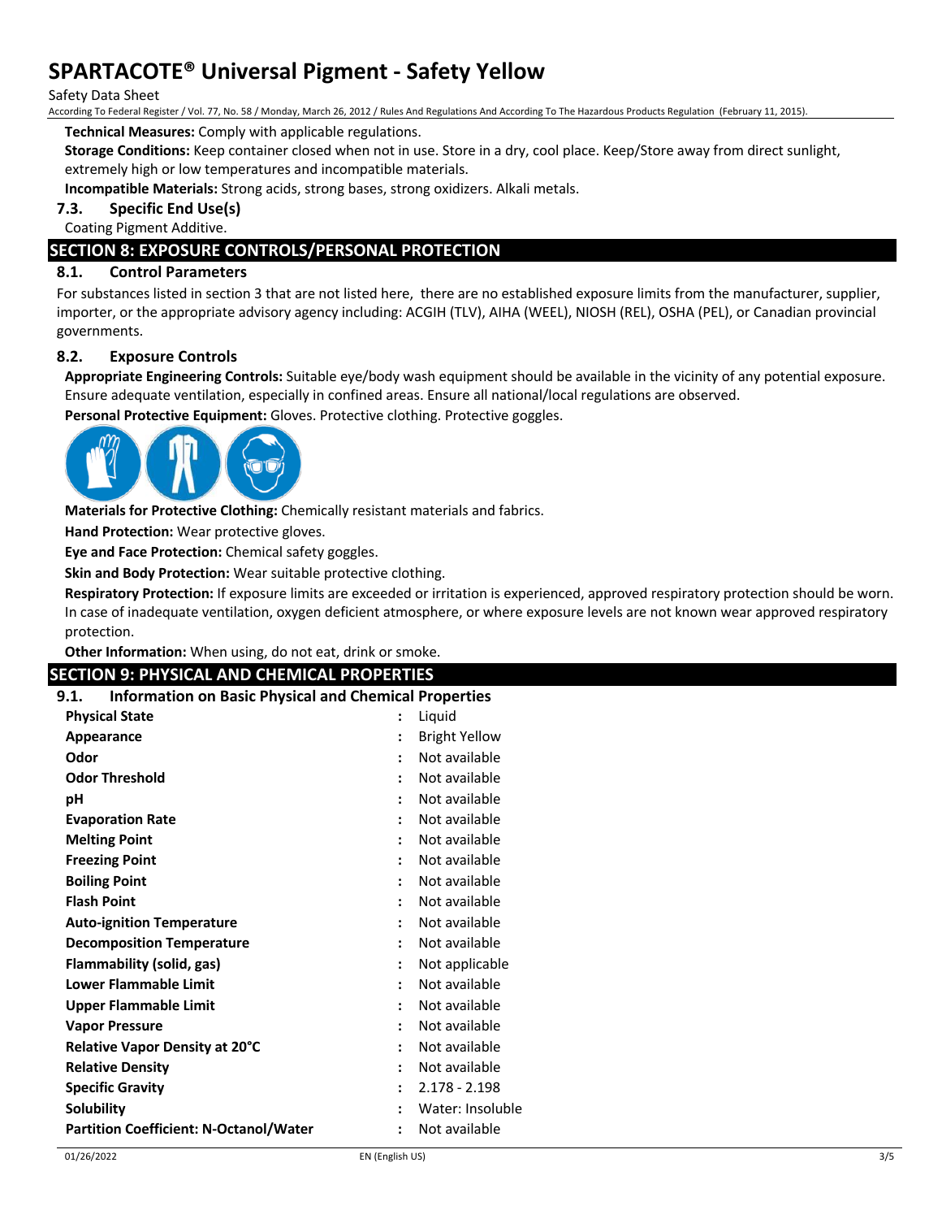**Technical Measures:** Comply with applicable regulations.

**Storage Conditions:** Keep container closed when not in use. Store in a dry, cool place. Keep/Store away from direct sunlight, extremely high or low temperatures and incompatible materials.

**Incompatible Materials:** Strong acids, strong bases, strong oxidizers. Alkali metals.

### 7.3. Specific End Use(s)

Coating Pigment Additive.

## SECTION 8: EXPOSURE CONTROLS/PERSONAL PROTECTION

### 8.1. Control Parameters

For substances listed in section 3 that are not listed here, there are no established exposure limits from the manufacturer, supplier, importer, or the appropriate advisory agency including: ACGIH (TLV), AIHA (WEEL), NIOSH (REL), OSHA (PEL), or Canadian provincial governments.

### 8.2. Exposure Controls

**Appropriate Engineering Controls:** Suitable eye/body wash equipment should be available in the vicinity of any potential exposure. Ensure adequate ventilation, especially in confined areas. Ensure all national/local regulations are observed.

**Personal Protective Equipment:** Gloves. Protective clothing. Protective goggles.

**Materials for Protective Clothing:** Chemically resistant materials and fabrics.

**Hand Protection:** Wear protective gloves.

**Eye and Face Protection:** Chemical safety goggles.

**Skin and Body Protection:** Wear suitable protective clothing.

**Respiratory Protection:** If exposure limits are exceeded or irritation is experienced, approved respiratory protection should be worn. In case of inadequate ventilation, oxygen deficient atmosphere, or where exposure levels are not known wear approved respiratory protection.

**Other Information:** When using, do not eat, drink or smoke.

## SECTION 9: PHYSICAL AND CHEMICAL PROPERTIES

### 9.1. Information on Basic Physical and Chemical Properties

| Property | Value |
|---|---|
| **Physical State** | Liquid |
| **Appearance** | Bright Yellow |
| **Odor** | Not available |
| **Odor Threshold** | Not available |
| **pH** | Not available |
| **Evaporation Rate** | Not available |
| **Melting Point** | Not available |
| **Freezing Point** | Not available |
| **Boiling Point** | Not available |
| **Flash Point** | Not available |
| **Auto-ignition Temperature** | Not available |
| **Decomposition Temperature** | Not available |
| **Flammability (solid, gas)** | Not applicable |
| **Lower Flammable Limit** | Not available |
| **Upper Flammable Limit** | Not available |
| **Vapor Pressure** | Not available |
| **Relative Vapor Density at 20°C** | Not available |
| **Relative Density** | Not available |
| **Specific Gravity** | 2.178 - 2.198 |
| **Solubility** | Water: Insoluble |
| **Partition Coefficient: N-Octanol/Water** | Not available |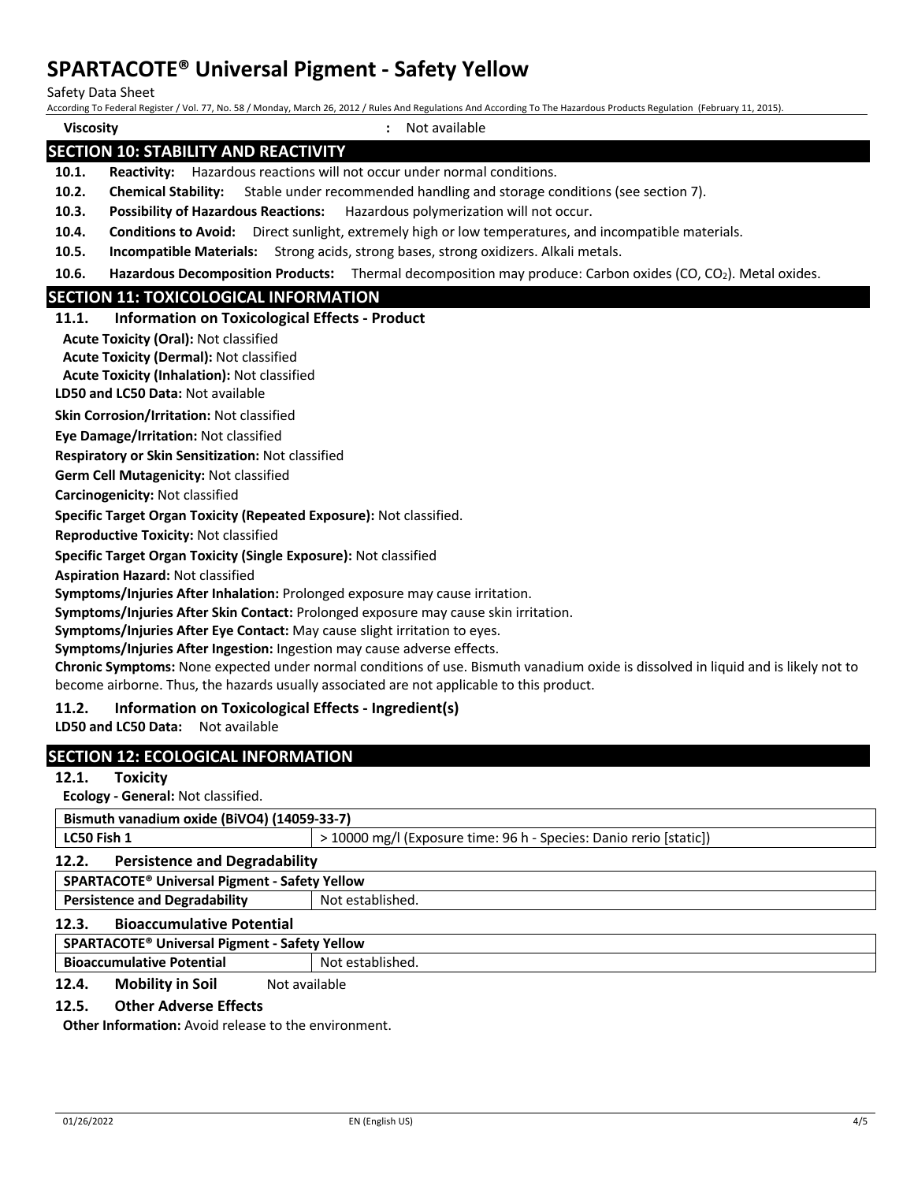**Viscosity** : Not available

## SECTION 10: STABILITY AND REACTIVITY

**10.1. Reactivity:** Hazardous reactions will not occur under normal conditions.

**10.2. Chemical Stability:** Stable under recommended handling and storage conditions (see section 7).

**10.3. Possibility of Hazardous Reactions:** Hazardous polymerization will not occur.

**10.4. Conditions to Avoid:** Direct sunlight, extremely high or low temperatures, and incompatible materials.

**10.5. Incompatible Materials:** Strong acids, strong bases, strong oxidizers. Alkali metals.

**10.6. Hazardous Decomposition Products:** Thermal decomposition may produce: Carbon oxides (CO, $CO_2$). Metal oxides.

## SECTION 11: TOXICOLOGICAL INFORMATION

### 11.1. Information on Toxicological Effects - Product

**Acute Toxicity (Oral):** Not classified

**Acute Toxicity (Dermal):** Not classified

**Acute Toxicity (Inhalation):** Not classified

**LD50 and LC50 Data:** Not available

**Skin Corrosion/Irritation:** Not classified

**Eye Damage/Irritation:** Not classified

**Respiratory or Skin Sensitization:** Not classified

**Germ Cell Mutagenicity:** Not classified

**Carcinogenicity:** Not classified

**Specific Target Organ Toxicity (Repeated Exposure):** Not classified.

**Reproductive Toxicity:** Not classified

**Specific Target Organ Toxicity (Single Exposure):** Not classified

**Aspiration Hazard:** Not classified

**Symptoms/Injuries After Inhalation:** Prolonged exposure may cause irritation.

**Symptoms/Injuries After Skin Contact:** Prolonged exposure may cause skin irritation.

**Symptoms/Injuries After Eye Contact:** May cause slight irritation to eyes.

**Symptoms/Injuries After Ingestion:** Ingestion may cause adverse effects.

**Chronic Symptoms:** None expected under normal conditions of use. Bismuth vanadium oxide is dissolved in liquid and is likely not to become airborne. Thus, the hazards usually associated are not applicable to this product.

### 11.2. Information on Toxicological Effects - Ingredient(s)

**LD50 and LC50 Data:** Not available

## SECTION 12: ECOLOGICAL INFORMATION

### 12.1. Toxicity

**Ecology - General:** Not classified.

| Bismuth vanadium oxide ($BiVO_4$) (14059-33-7) | |
|---|---|
| LC50 Fish 1 | > 10000 mg/l (Exposure time: 96 h - Species: Danio rerio [static]) |

### 12.2. Persistence and Degradability

| SPARTACOTE® Universal Pigment - Safety Yellow | |
|---|---|
| Persistence and Degradability | Not established. |

### 12.3. Bioaccumulative Potential

| SPARTACOTE® Universal Pigment - Safety Yellow | |
|---|---|
| Bioaccumulative Potential | Not established. |

### 12.4. Mobility in Soil

Not available

### 12.5. Other Adverse Effects

**Other Information:** Avoid release to the environment.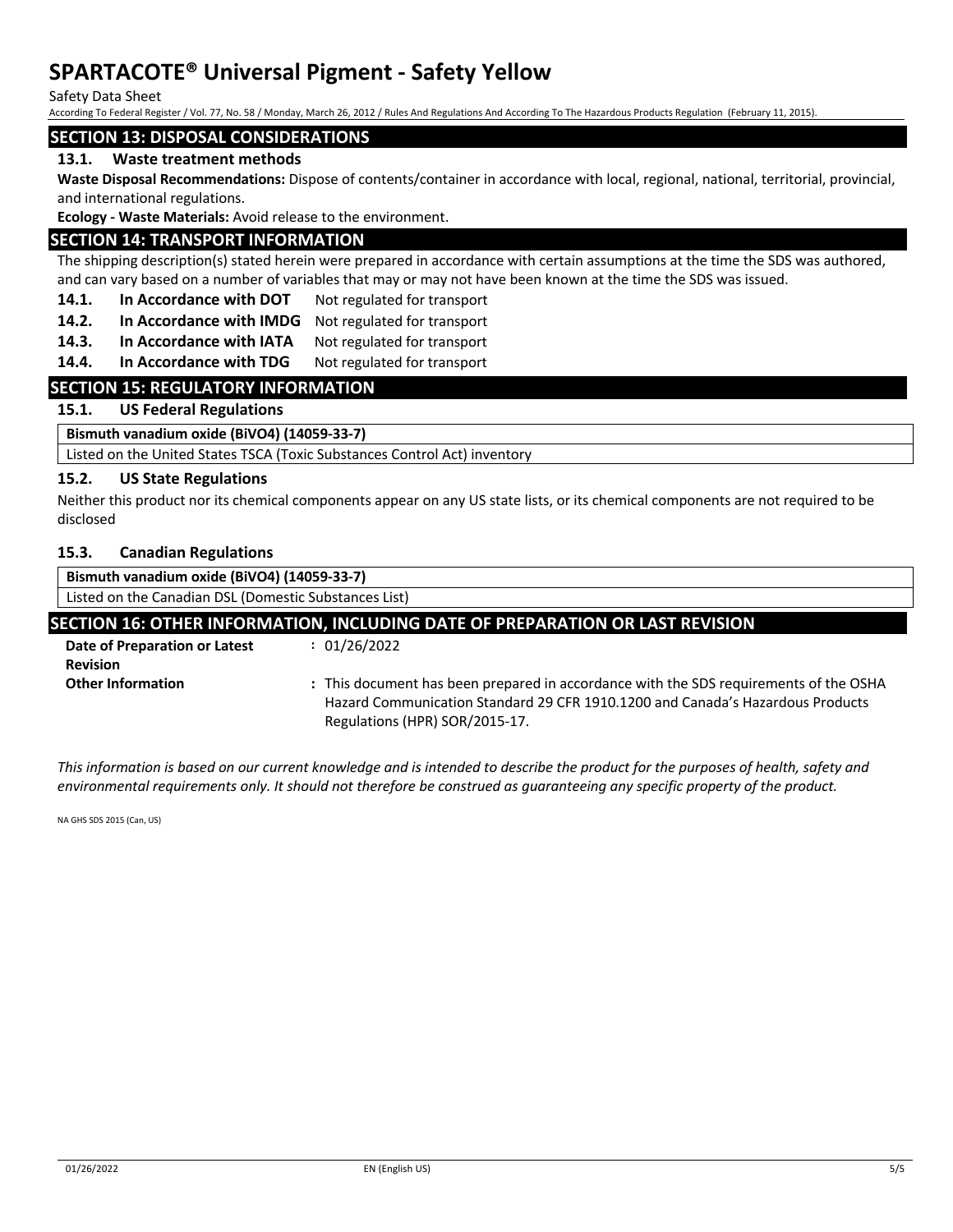## SECTION 13: DISPOSAL CONSIDERATIONS

### 13.1. Waste treatment methods

**Waste Disposal Recommendations:** Dispose of contents/container in accordance with local, regional, national, territorial, provincial, and international regulations.

**Ecology - Waste Materials:** Avoid release to the environment.

## SECTION 14: TRANSPORT INFORMATION

The shipping description(s) stated herein were prepared in accordance with certain assumptions at the time the SDS was authored, and can vary based on a number of variables that may or may not have been known at the time the SDS was issued.

**14.1. In Accordance with DOT** Not regulated for transport

**14.2. In Accordance with IMDG** Not regulated for transport

**14.3. In Accordance with IATA** Not regulated for transport

**14.4. In Accordance with TDG** Not regulated for transport

## SECTION 15: REGULATORY INFORMATION

### 15.1. US Federal Regulations

| **Bismuth vanadium oxide ($BiVO_4$) (14059-33-7)** |
| --- |
| Listed on the United States TSCA (Toxic Substances Control Act) inventory |

### 15.2. US State Regulations

Neither this product nor its chemical components appear on any US state lists, or its chemical components are not required to be disclosed

### 15.3. Canadian Regulations

| **Bismuth vanadium oxide ($BiVO_4$) (14059-33-7)** |
| --- |
| Listed on the Canadian DSL (Domestic Substances List) |

## SECTION 16: OTHER INFORMATION, INCLUDING DATE OF PREPARATION OR LAST REVISION

**Date of Preparation or Latest Revision** : 01/26/2022

**Other Information** : This document has been prepared in accordance with the SDS requirements of the OSHA Hazard Communication Standard 29 CFR 1910.1200 and Canada's Hazardous Products Regulations (HPR) SOR/2015-17.

*This information is based on our current knowledge and is intended to describe the product for the purposes of health, safety and environmental requirements only. It should not therefore be construed as guaranteeing any specific property of the product.*

NA GHS SDS 2015 (Can, US)